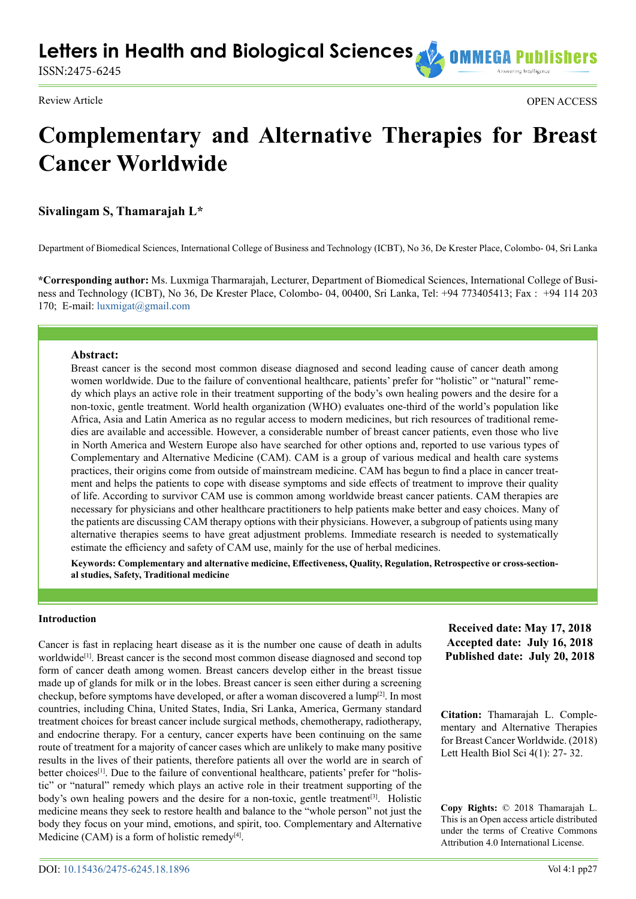Review Article

OPEN ACCESS

# Complementary and Alternative Therapies for Breast Cancer Worldwide

**Sivalingam S, Thamarajah L***

Department of Biomedical Sciences, International College of Business and Technology (ICBT), No 36, De Krester Place, Colombo- 04, Sri Lanka

**\*Corresponding author:** Ms. Luxmiga Tharmarajah, Lecturer, Department of Biomedical Sciences, International College of Business and Technology (ICBT), No 36, De Krester Place, Colombo- 04, 00400, Sri Lanka, Tel: +94 773405413; Fax : +94 114 203 170; E-mail: luxmigat@gmail.com

**Abstract:**
Breast cancer is the second most common disease diagnosed and second leading cause of cancer death among women worldwide. Due to the failure of conventional healthcare, patients' prefer for "holistic" or "natural" remedy which plays an active role in their treatment supporting of the body's own healing powers and the desire for a non-toxic, gentle treatment. World health organization (WHO) evaluates one-third of the world's population like Africa, Asia and Latin America as no regular access to modern medicines, but rich resources of traditional remedies are available and accessible. However, a considerable number of breast cancer patients, even those who live in North America and Western Europe also have searched for other options and, reported to use various types of Complementary and Alternative Medicine (CAM). CAM is a group of various medical and health care systems practices, their origins come from outside of mainstream medicine. CAM has begun to find a place in cancer treatment and helps the patients to cope with disease symptoms and side effects of treatment to improve their quality of life. According to survivor CAM use is common among worldwide breast cancer patients. CAM therapies are necessary for physicians and other healthcare practitioners to help patients make better and easy choices. Many of the patients are discussing CAM therapy options with their physicians. However, a subgroup of patients using many alternative therapies seems to have great adjustment problems. Immediate research is needed to systematically estimate the efficiency and safety of CAM use, mainly for the use of herbal medicines.

**Keywords: Complementary and alternative medicine, Effectiveness, Quality, Regulation, Retrospective or cross-sectional studies, Safety, Traditional medicine**

**Received date: May 17, 2018**
**Accepted date: July 16, 2018**
**Published date: July 20, 2018**

**Citation:** Thamarajah L. Complementary and Alternative Therapies for Breast Cancer Worldwide. (2018) Lett Health Biol Sci 4(1): 27- 32.

**Copy Rights:** © 2018 Thamarajah L. This is an Open access article distributed under the terms of Creative Commons Attribution 4.0 International License.

## Introduction

Cancer is fast in replacing heart disease as it is the number one cause of death in adults worldwide[1]. Breast cancer is the second most common disease diagnosed and second top form of cancer death among women. Breast cancers develop either in the breast tissue made up of glands for milk or in the lobes. Breast cancer is seen either during a screening checkup, before symptoms have developed, or after a woman discovered a lump[2]. In most countries, including China, United States, India, Sri Lanka, America, Germany standard treatment choices for breast cancer include surgical methods, chemotherapy, radiotherapy, and endocrine therapy. For a century, cancer experts have been continuing on the same route of treatment for a majority of cancer cases which are unlikely to make many positive results in the lives of their patients, therefore patients all over the world are in search of better choices[1]. Due to the failure of conventional healthcare, patients' prefer for "holistic" or "natural" remedy which plays an active role in their treatment supporting of the body's own healing powers and the desire for a non-toxic, gentle treatment[3]. Holistic medicine means they seek to restore health and balance to the "whole person" not just the body they focus on your mind, emotions, and spirit, too. Complementary and Alternative Medicine (CAM) is a form of holistic remedy[4].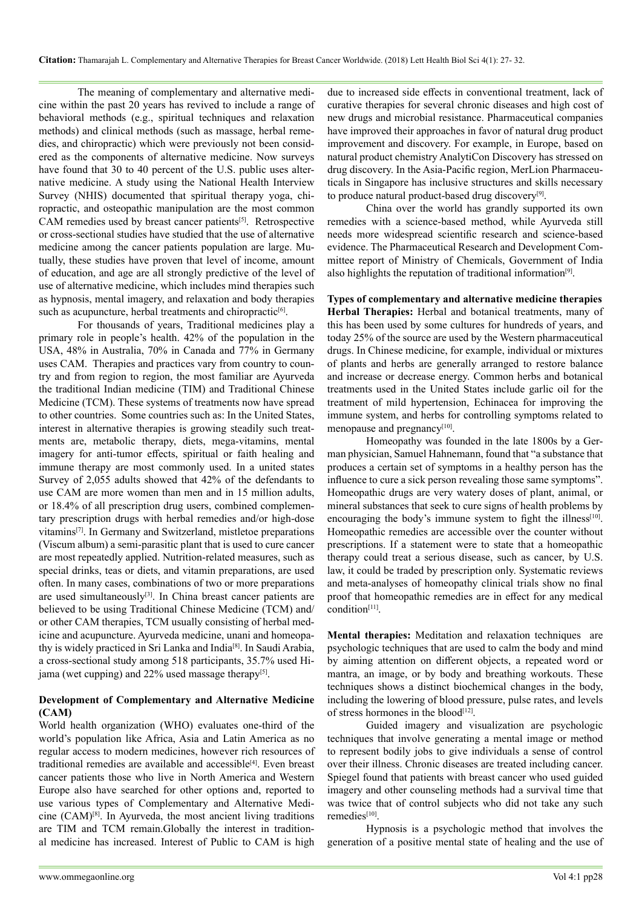The meaning of complementary and alternative medicine within the past 20 years has revived to include a range of behavioral methods (e.g., spiritual techniques and relaxation methods) and clinical methods (such as massage, herbal remedies, and chiropractic) which were previously not been considered as the components of alternative medicine. Now surveys have found that 30 to 40 percent of the U.S. public uses alternative medicine. A study using the National Health Interview Survey (NHIS) documented that spiritual therapy yoga, chiropractic, and osteopathic manipulation are the most common CAM remedies used by breast cancer patients[5]. Retrospective or cross-sectional studies have studied that the use of alternative medicine among the cancer patients population are large. Mutually, these studies have proven that level of income, amount of education, and age are all strongly predictive of the level of use of alternative medicine, which includes mind therapies such as hypnosis, mental imagery, and relaxation and body therapies such as acupuncture, herbal treatments and chiropractic[6].

For thousands of years, Traditional medicines play a primary role in people's health. 42% of the population in the USA, 48% in Australia, 70% in Canada and 77% in Germany uses CAM. Therapies and practices vary from country to country and from region to region, the most familiar are Ayurveda the traditional Indian medicine (TIM) and Traditional Chinese Medicine (TCM). These systems of treatments now have spread to other countries. Some countries such as: In the United States, interest in alternative therapies is growing steadily such treatments are, metabolic therapy, diets, mega-vitamins, mental imagery for anti-tumor effects, spiritual or faith healing and immune therapy are most commonly used. In a united states Survey of 2,055 adults showed that 42% of the defendants to use CAM are more women than men and in 15 million adults, or 18.4% of all prescription drug users, combined complementary prescription drugs with herbal remedies and/or high-dose vitamins[7]. In Germany and Switzerland, mistletoe preparations (Viscum album) a semi-parasitic plant that is used to cure cancer are most repeatedly applied. Nutrition-related measures, such as special drinks, teas or diets, and vitamin preparations, are used often. In many cases, combinations of two or more preparations are used simultaneously[3]. In China breast cancer patients are believed to be using Traditional Chinese Medicine (TCM) and/or other CAM therapies, TCM usually consisting of herbal medicine and acupuncture. Ayurveda medicine, unani and homeopathy is widely practiced in Sri Lanka and India[8]. In Saudi Arabia, a cross-sectional study among 518 participants, 35.7% used Hijama (wet cupping) and 22% used massage therapy[5].

## Development of Complementary and Alternative Medicine (CAM)

World health organization (WHO) evaluates one-third of the world's population like Africa, Asia and Latin America as no regular access to modern medicines, however rich resources of traditional remedies are available and accessible[4]. Even breast cancer patients those who live in North America and Western Europe also have searched for other options and, reported to use various types of Complementary and Alternative Medicine (CAM)[8]. In Ayurveda, the most ancient living traditions are TIM and TCM remain.Globally the interest in traditional medicine has increased. Interest of Public to CAM is high due to increased side effects in conventional treatment, lack of curative therapies for several chronic diseases and high cost of new drugs and microbial resistance. Pharmaceutical companies have improved their approaches in favor of natural drug product improvement and discovery. For example, in Europe, based on natural product chemistry AnalytiCon Discovery has stressed on drug discovery. In the Asia-Pacific region, MerLion Pharmaceuticals in Singapore has inclusive structures and skills necessary to produce natural product-based drug discovery[9].

China over the world has grandly supported its own remedies with a science-based method, while Ayurveda still needs more widespread scientific research and science-based evidence. The Pharmaceutical Research and Development Committee report of Ministry of Chemicals, Government of India also highlights the reputation of traditional information[9].

## Types of complementary and alternative medicine therapies

**Herbal Therapies:** Herbal and botanical treatments, many of this has been used by some cultures for hundreds of years, and today 25% of the source are used by the Western pharmaceutical drugs. In Chinese medicine, for example, individual or mixtures of plants and herbs are generally arranged to restore balance and increase or decrease energy. Common herbs and botanical treatments used in the United States include garlic oil for the treatment of mild hypertension, Echinacea for improving the immune system, and herbs for controlling symptoms related to menopause and pregnancy[10].

Homeopathy was founded in the late 1800s by a German physician, Samuel Hahnemann, found that "a substance that produces a certain set of symptoms in a healthy person has the influence to cure a sick person revealing those same symptoms". Homeopathic drugs are very watery doses of plant, animal, or mineral substances that seek to cure signs of health problems by encouraging the body's immune system to fight the illness[10]. Homeopathic remedies are accessible over the counter without prescriptions. If a statement were to state that a homeopathic therapy could treat a serious disease, such as cancer, by U.S. law, it could be traded by prescription only. Systematic reviews and meta-analyses of homeopathy clinical trials show no final proof that homeopathic remedies are in effect for any medical condition[11].

**Mental therapies:** Meditation and relaxation techniques are psychologic techniques that are used to calm the body and mind by aiming attention on different objects, a repeated word or mantra, an image, or by body and breathing workouts. These techniques shows a distinct biochemical changes in the body, including the lowering of blood pressure, pulse rates, and levels of stress hormones in the blood[12].

Guided imagery and visualization are psychologic techniques that involve generating a mental image or method to represent bodily jobs to give individuals a sense of control over their illness. Chronic diseases are treated including cancer. Spiegel found that patients with breast cancer who used guided imagery and other counseling methods had a survival time that was twice that of control subjects who did not take any such remedies[10].

Hypnosis is a psychologic method that involves the generation of a positive mental state of healing and the use of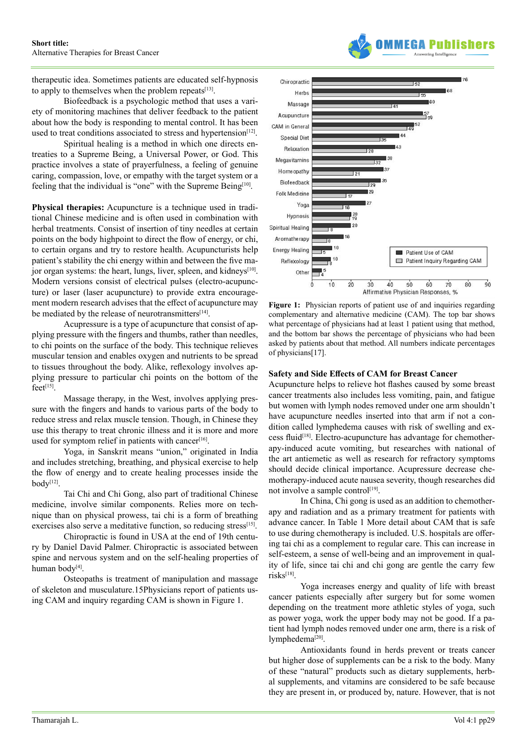therapeutic idea. Sometimes patients are educated self-hypnosis to apply to themselves when the problem repeats[13].

Biofeedback is a psychologic method that uses a variety of monitoring machines that deliver feedback to the patient about how the body is responding to mental control. It has been used to treat conditions associated to stress and hypertension[12].

Spiritual healing is a method in which one directs entreaties to a Supreme Being, a Universal Power, or God. This practice involves a state of prayerfulness, a feeling of genuine caring, compassion, love, or empathy with the target system or a feeling that the individual is "one" with the Supreme Being[10].

**Physical therapies:** Acupuncture is a technique used in traditional Chinese medicine and is often used in combination with herbal treatments. Consist of insertion of tiny needles at certain points on the body highpoint to direct the flow of energy, or chi, to certain organs and try to restore health. Acupuncturists help patient's stability the chi energy within and between the five major organ systems: the heart, lungs, liver, spleen, and kidneys[10]. Modern versions consist of electrical pulses (electro-acupuncture) or laser (laser acupuncture) to provide extra encouragement modern research advises that the effect of acupuncture may be mediated by the release of neurotransmitters[14].

Acupressure is a type of acupuncture that consist of applying pressure with the fingers and thumbs, rather than needles, to chi points on the surface of the body. This technique relieves muscular tension and enables oxygen and nutrients to be spread to tissues throughout the body. Alike, reflexology involves applying pressure to particular chi points on the bottom of the feet[15].

Massage therapy, in the West, involves applying pressure with the fingers and hands to various parts of the body to reduce stress and relax muscle tension. Though, in Chinese they use this therapy to treat chronic illness and it is more and more used for symptom relief in patients with cancer[16].

Yoga, in Sanskrit means "union," originated in India and includes stretching, breathing, and physical exercise to help the flow of energy and to create healing processes inside the body[12].

Tai Chi and Chi Gong, also part of traditional Chinese medicine, involve similar components. Relies more on technique than on physical prowess, tai chi is a form of breathing exercises also serve a meditative function, so reducing stress[15].

Chiropractic is found in USA at the end of 19th century by Daniel David Palmer. Chiropractic is associated between spine and nervous system and on the self-healing properties of human body[4].

Osteopaths is treatment of manipulation and massage of skeleton and musculature.15Physicians report of patients using CAM and inquiry regarding CAM is shown in Figure 1.

| | Patient Use of CAM | Patient Inquiry Regarding CAM |
|---|---|---|
| Chiropractic | 76 | 52 |
| Herbs | 68 | 55 |
| Massage | 60 | 41 |
| Acupuncture | 57 | 59 |
| CAM in General | 52 | 49 |
| Special Diet | 44 | 35 |
| Relaxation | 43 | 28 |
| Megavitamins | 38 | 32 |
| Homeopathy | 37 | 21 |
| Biofeedback | 35 | 29 |
| Folk Medicine | 29 | 17 |
| Yoga | 27 | 16 |
| Hypnosis | 20 | 19 |
| Spiritual Healing | 20 | 8 |
| Aromatherapy | 16 | 8 |
| Energy Healing | 10 | 5 |
| Reflexology | 10 | 8 |
| Other | 5 | 4 |

Affirmative Physician Responses, %

**Figure 1:** Physician reports of patient use of and inquiries regarding complementary and alternative medicine (CAM). The top bar shows what percentage of physicians had at least 1 patient using that method, and the bottom bar shows the percentage of physicians who had been asked by patients about that method. All numbers indicate percentages of physicians[17].

## Safety and Side Effects of CAM for Breast Cancer

Acupuncture helps to relieve hot flashes caused by some breast cancer treatments also includes less vomiting, pain, and fatigue but women with lymph nodes removed under one arm shouldn't have acupuncture needles inserted into that arm if not a condition called lymphedema causes with risk of swelling and excess fluid[18]. Electro-acupuncture has advantage for chemotherapy-induced acute vomiting, but researches with national of the art antiemetic as well as research for refractory symptoms should decide clinical importance. Acupressure decrease chemotherapy-induced acute nausea severity, though researches did not involve a sample control[19].

In China, Chi gong is used as an addition to chemotherapy and radiation and as a primary treatment for patients with advance cancer. In Table 1 More detail about CAM that is safe to use during chemotherapy is included. U.S. hospitals are offering tai chi as a complement to regular care. This can increase in self-esteem, a sense of well-being and an improvement in quality of life, since tai chi and chi gong are gentle the carry few risks[18].

Yoga increases energy and quality of life with breast cancer patients especially after surgery but for some women depending on the treatment more athletic styles of yoga, such as power yoga, work the upper body may not be good. If a patient had lymph nodes removed under one arm, there is a risk of lymphedema[20].

Antioxidants found in herds prevent or treats cancer but higher dose of supplements can be a risk to the body. Many of these "natural" products such as dietary supplements, herbal supplements, and vitamins are considered to be safe because they are present in, or produced by, nature. However, that is not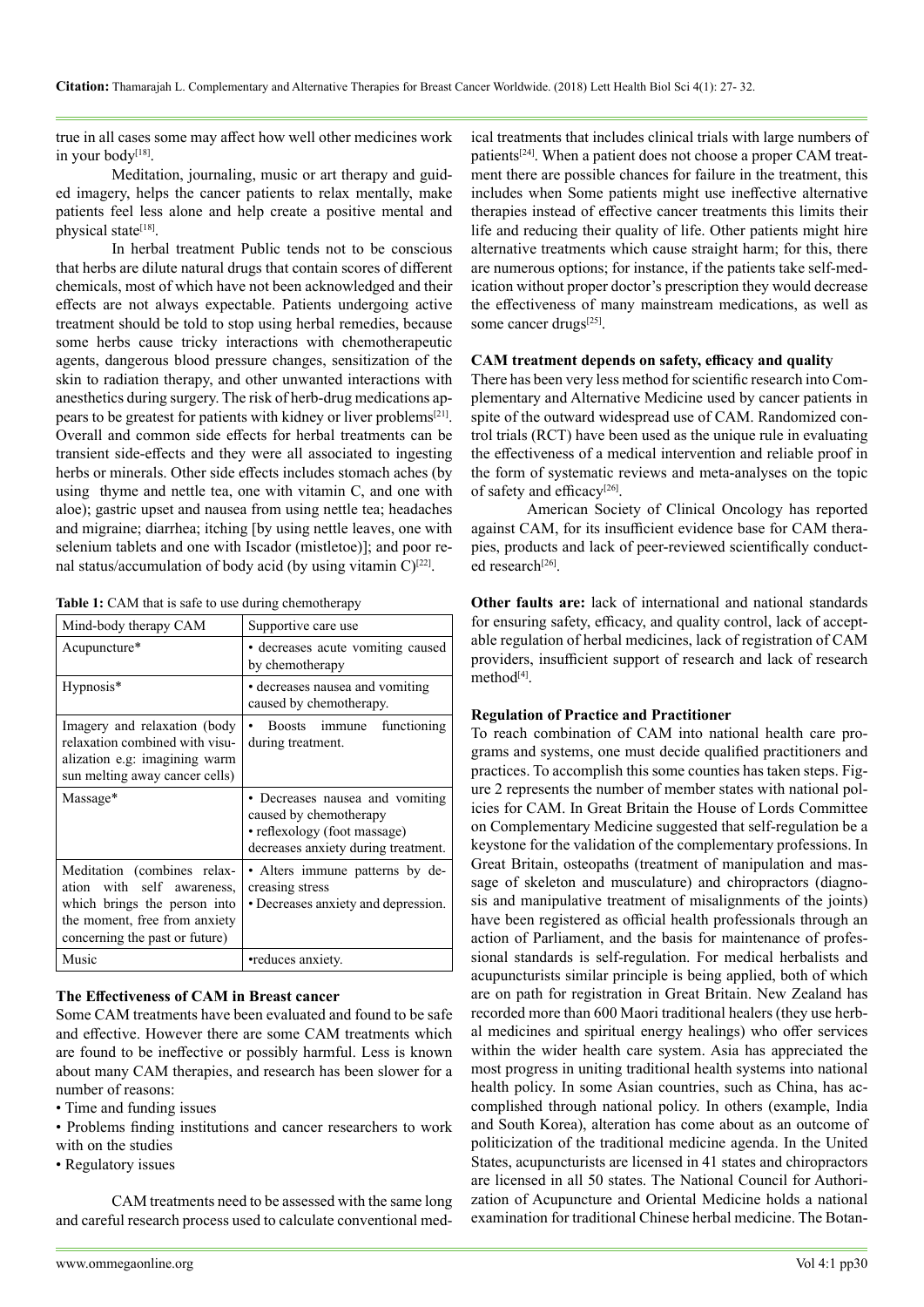true in all cases some may affect how well other medicines work in your body[18].

Meditation, journaling, music or art therapy and guided imagery, helps the cancer patients to relax mentally, make patients feel less alone and help create a positive mental and physical state[18].

In herbal treatment Public tends not to be conscious that herbs are dilute natural drugs that contain scores of different chemicals, most of which have not been acknowledged and their effects are not always expectable. Patients undergoing active treatment should be told to stop using herbal remedies, because some herbs cause tricky interactions with chemotherapeutic agents, dangerous blood pressure changes, sensitization of the skin to radiation therapy, and other unwanted interactions with anesthetics during surgery. The risk of herb-drug medications appears to be greatest for patients with kidney or liver problems[21]. Overall and common side effects for herbal treatments can be transient side-effects and they were all associated to ingesting herbs or minerals. Other side effects includes stomach aches (by using thyme and nettle tea, one with vitamin C, and one with aloe); gastric upset and nausea from using nettle tea; headaches and migraine; diarrhea; itching [by using nettle leaves, one with selenium tablets and one with Iscador (mistletoe)]; and poor renal status/accumulation of body acid (by using vitamin C)[22].

**Table 1:** CAM that is safe to use during chemotherapy

| Mind-body therapy CAM | Supportive care use |
|---|---|
| Acupuncture* | • decreases acute vomiting caused by chemotherapy |
| Hypnosis* | • decreases nausea and vomiting caused by chemotherapy. |
| Imagery and relaxation (body relaxation combined with visualization e.g: imagining warm sun melting away cancer cells) | • Boosts immune functioning during treatment. |
| Massage* | • Decreases nausea and vomiting caused by chemotherapy<br>• reflexology (foot massage) decreases anxiety during treatment. |
| Meditation (combines relaxation with self awareness, which brings the person into the moment, free from anxiety concerning the past or future) | • Alters immune patterns by decreasing stress<br>• Decreases anxiety and depression. |
| Music | •reduces anxiety. |

**The Effectiveness of CAM in Breast cancer**

Some CAM treatments have been evaluated and found to be safe and effective. However there are some CAM treatments which are found to be ineffective or possibly harmful. Less is known about many CAM therapies, and research has been slower for a number of reasons:

- Time and funding issues
- Problems finding institutions and cancer researchers to work with on the studies
- Regulatory issues

CAM treatments need to be assessed with the same long and careful research process used to calculate conventional medical treatments that includes clinical trials with large numbers of patients[24]. When a patient does not choose a proper CAM treatment there are possible chances for failure in the treatment, this includes when Some patients might use ineffective alternative therapies instead of effective cancer treatments this limits their life and reducing their quality of life. Other patients might hire alternative treatments which cause straight harm; for this, there are numerous options; for instance, if the patients take self-medication without proper doctor's prescription they would decrease the effectiveness of many mainstream medications, as well as some cancer drugs[25].

**CAM treatment depends on safety, efficacy and quality**

There has been very less method for scientific research into Complementary and Alternative Medicine used by cancer patients in spite of the outward widespread use of CAM. Randomized control trials (RCT) have been used as the unique rule in evaluating the effectiveness of a medical intervention and reliable proof in the form of systematic reviews and meta-analyses on the topic of safety and efficacy[26].

American Society of Clinical Oncology has reported against CAM, for its insufficient evidence base for CAM therapies, products and lack of peer-reviewed scientifically conducted research[26].

**Other faults are:** lack of international and national standards for ensuring safety, efficacy, and quality control, lack of acceptable regulation of herbal medicines, lack of registration of CAM providers, insufficient support of research and lack of research method[4].

**Regulation of Practice and Practitioner**

To reach combination of CAM into national health care programs and systems, one must decide qualified practitioners and practices. To accomplish this some counties has taken steps. Figure 2 represents the number of member states with national policies for CAM. In Great Britain the House of Lords Committee on Complementary Medicine suggested that self-regulation be a keystone for the validation of the complementary professions. In Great Britain, osteopaths (treatment of manipulation and massage of skeleton and musculature) and chiropractors (diagnosis and manipulative treatment of misalignments of the joints) have been registered as official health professionals through an action of Parliament, and the basis for maintenance of professional standards is self-regulation. For medical herbalists and acupuncturists similar principle is being applied, both of which are on path for registration in Great Britain. New Zealand has recorded more than 600 Maori traditional healers (they use herbal medicines and spiritual energy healings) who offer services within the wider health care system. Asia has appreciated the most progress in uniting traditional health systems into national health policy. In some Asian countries, such as China, has accomplished through national policy. In others (example, India and South Korea), alteration has come about as an outcome of politicization of the traditional medicine agenda. In the United States, acupuncturists are licensed in 41 states and chiropractors are licensed in all 50 states. The National Council for Authorization of Acupuncture and Oriental Medicine holds a national examination for traditional Chinese herbal medicine. The Botan-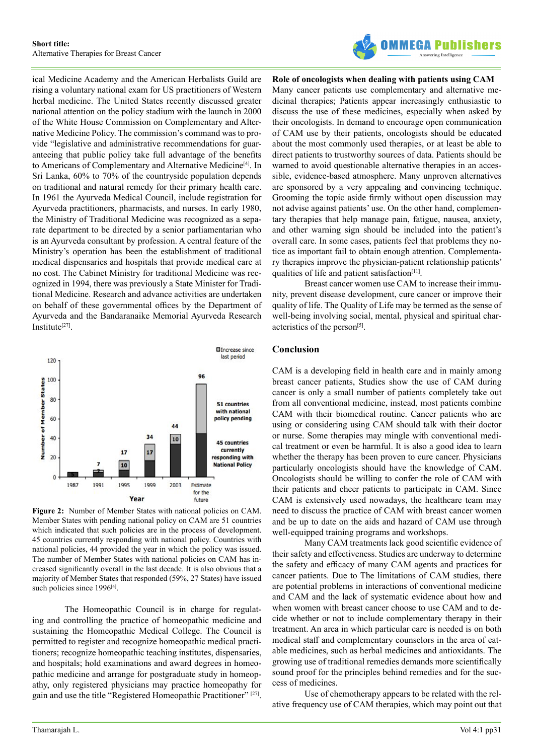ical Medicine Academy and the American Herbalists Guild are rising a voluntary national exam for US practitioners of Western herbal medicine. The United States recently discussed greater national attention on the policy stadium with the launch in 2000 of the White House Commission on Complementary and Alternative Medicine Policy. The commission's command was to provide "legislative and administrative recommendations for guaranteeing that public policy take full advantage of the benefits to Americans of Complementary and Alternative Medicine[4]. In Sri Lanka, 60% to 70% of the countryside population depends on traditional and natural remedy for their primary health care. In 1961 the Ayurveda Medical Council, include registration for Ayurveda practitioners, pharmacists, and nurses. In early 1980, the Ministry of Traditional Medicine was recognized as a separate department to be directed by a senior parliamentarian who is an Ayurveda consultant by profession. A central feature of the Ministry's operation has been the establishment of traditional medical dispensaries and hospitals that provide medical care at no cost. The Cabinet Ministry for traditional Medicine was recognized in 1994, there was previously a State Minister for Traditional Medicine. Research and advance activities are undertaken on behalf of these governmental offices by the Department of Ayurveda and the Bandaranaike Memorial Ayurveda Research Institute[27].

**Figure 2:** Number of Member States with national policies on CAM. Member States with pending national policy on CAM are 51 countries which indicated that such policies are in the process of development. 45 countries currently responding with national policy. Countries with national policies, 44 provided the year in which the policy was issued. The number of Member States with national policies on CAM has increased significantly overall in the last decade. It is also obvious that a majority of Member States that responded (59%, 27 States) have issued such policies since 1996[4].

The Homeopathic Council is in charge for regulating and controlling the practice of homeopathic medicine and sustaining the Homeopathic Medical College. The Council is permitted to register and recognize homeopathic medical practitioners; recognize homeopathic teaching institutes, dispensaries, and hospitals; hold examinations and award degrees in homeopathic medicine and arrange for postgraduate study in homeopathy, only registered physicians may practice homeopathy for gain and use the title "Registered Homeopathic Practitioner" [27].

**Role of oncologists when dealing with patients using CAM**

Many cancer patients use complementary and alternative medicinal therapies; Patients appear increasingly enthusiastic to discuss the use of these medicines, especially when asked by their oncologists. In demand to encourage open communication of CAM use by their patients, oncologists should be educated about the most commonly used therapies, or at least be able to direct patients to trustworthy sources of data. Patients should be warned to avoid questionable alternative therapies in an accessible, evidence-based atmosphere. Many unproven alternatives are sponsored by a very appealing and convincing technique. Grooming the topic aside firmly without open discussion may not advise against patients' use. On the other hand, complementary therapies that help manage pain, fatigue, nausea, anxiety, and other warning sign should be included into the patient's overall care. In some cases, patients feel that problems they notice as important fail to obtain enough attention. Complementary therapies improve the physician-patient relationship patients' qualities of life and patient satisfaction[11].

Breast cancer women use CAM to increase their immunity, prevent disease development, cure cancer or improve their quality of life. The Quality of Life may be termed as the sense of well-being involving social, mental, physical and spiritual characteristics of the person[5].

## Conclusion

CAM is a developing field in health care and in mainly among breast cancer patients, Studies show the use of CAM during cancer is only a small number of patients completely take out from all conventional medicine, instead, most patients combine CAM with their biomedical routine. Cancer patients who are using or considering using CAM should talk with their doctor or nurse. Some therapies may mingle with conventional medical treatment or even be harmful. It is also a good idea to learn whether the therapy has been proven to cure cancer. Physicians particularly oncologists should have the knowledge of CAM. Oncologists should be willing to confer the role of CAM with their patients and cheer patients to participate in CAM. Since CAM is extensively used nowadays, the healthcare team may need to discuss the practice of CAM with breast cancer women and be up to date on the aids and hazard of CAM use through well-equipped training programs and workshops.

Many CAM treatments lack good scientific evidence of their safety and effectiveness. Studies are underway to determine the safety and efficacy of many CAM agents and practices for cancer patients. Due to The limitations of CAM studies, there are potential problems in interactions of conventional medicine and CAM and the lack of systematic evidence about how and when women with breast cancer choose to use CAM and to decide whether or not to include complementary therapy in their treatment. An area in which particular care is needed is on both medical staff and complementary counselors in the area of eatable medicines, such as herbal medicines and antioxidants. The growing use of traditional remedies demands more scientifically sound proof for the principles behind remedies and for the success of medicines.

Use of chemotherapy appears to be related with the relative frequency use of CAM therapies, which may point out that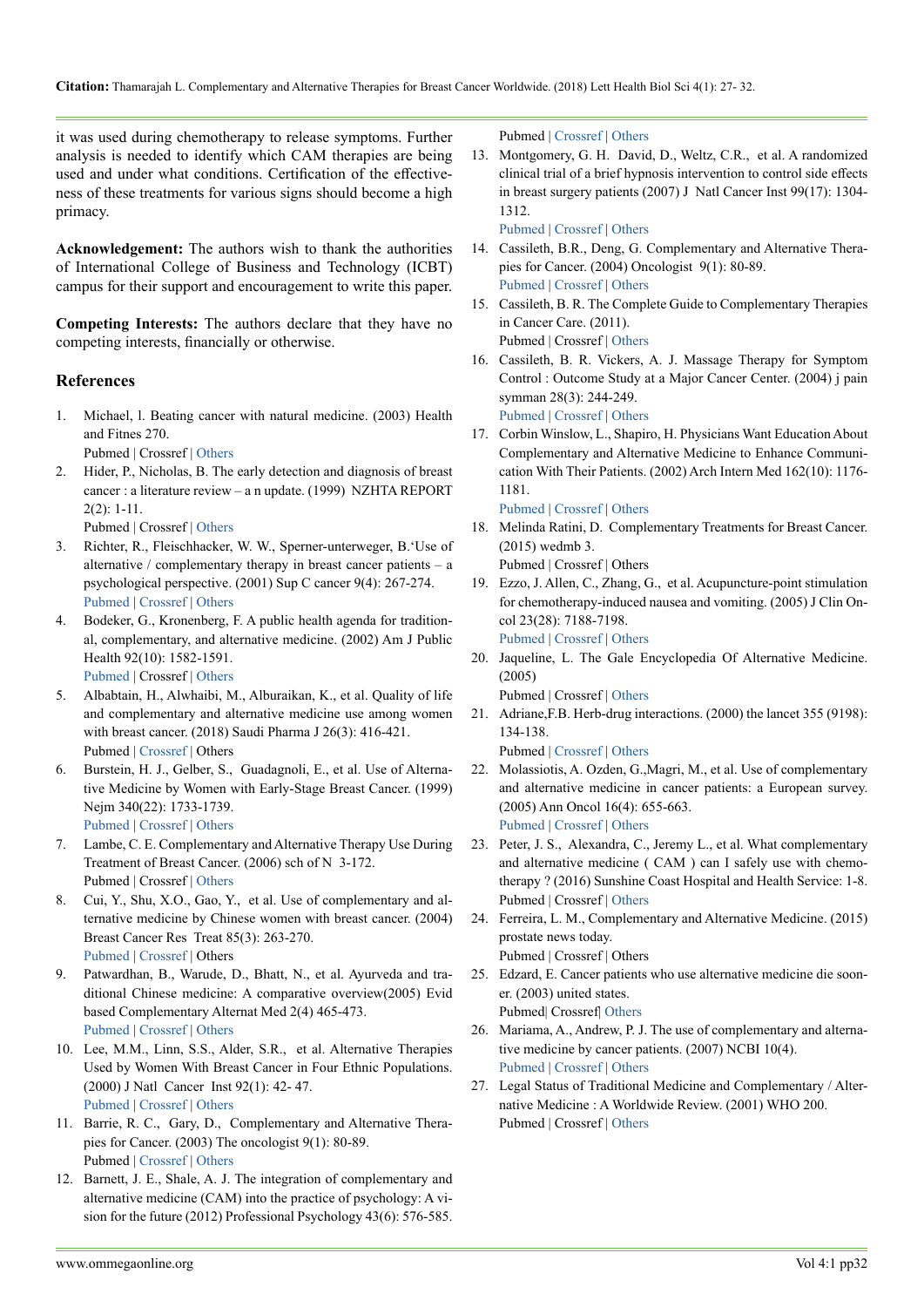it was used during chemotherapy to release symptoms. Further analysis is needed to identify which CAM therapies are being used and under what conditions. Certification of the effectiveness of these treatments for various signs should become a high primacy.

**Acknowledgement:** The authors wish to thank the authorities of International College of Business and Technology (ICBT) campus for their support and encouragement to write this paper.

**Competing Interests:** The authors declare that they have no competing interests, financially or otherwise.

## References

1. Michael, l. Beating cancer with natural medicine. (2003) Health and Fitnes 270.
   Pubmed | Crossref | Others
2. Hider, P., Nicholas, B. The early detection and diagnosis of breast cancer : a literature review – a n update. (1999) NZHTA REPORT 2(2): 1-11.
   Pubmed | Crossref | Others
3. Richter, R., Fleischhacker, W. W., Sperner-unterweger, B.'Use of alternative / complementary therapy in breast cancer patients – a psychological perspective. (2001) Sup C cancer 9(4): 267-274.
   Pubmed | Crossref | Others
4. Bodeker, G., Kronenberg, F. A public health agenda for traditional, complementary, and alternative medicine. (2002) Am J Public Health 92(10): 1582-1591.
   Pubmed | Crossref | Others
5. Albabtain, H., Alwhaibi, M., Alburaikan, K., et al. Quality of life and complementary and alternative medicine use among women with breast cancer. (2018) Saudi Pharma J 26(3): 416-421.
   Pubmed | Crossref | Others
6. Burstein, H. J., Gelber, S., Guadagnoli, E., et al. Use of Alternative Medicine by Women with Early-Stage Breast Cancer. (1999) Nejm 340(22): 1733-1739.
   Pubmed | Crossref | Others
7. Lambe, C. E. Complementary and Alternative Therapy Use During Treatment of Breast Cancer. (2006) sch of N 3-172.
   Pubmed | Crossref | Others
8. Cui, Y., Shu, X.O., Gao, Y., et al. Use of complementary and alternative medicine by Chinese women with breast cancer. (2004) Breast Cancer Res Treat 85(3): 263-270.
   Pubmed | Crossref | Others
9. Patwardhan, B., Warude, D., Bhatt, N., et al. Ayurveda and traditional Chinese medicine: A comparative overview(2005) Evid based Complementary Alternat Med 2(4) 465-473.
   Pubmed | Crossref | Others
10. Lee, M.M., Linn, S.S., Alder, S.R., et al. Alternative Therapies Used by Women With Breast Cancer in Four Ethnic Populations. (2000) J Natl Cancer Inst 92(1): 42- 47.
    Pubmed | Crossref | Others
11. Barrie, R. C., Gary, D., Complementary and Alternative Therapies for Cancer. (2003) The oncologist 9(1): 80-89.
    Pubmed | Crossref | Others
12. Barnett, J. E., Shale, A. J. The integration of complementary and alternative medicine (CAM) into the practice of psychology: A vision for the future (2012) Professional Psychology 43(6): 576-585.
    Pubmed | Crossref | Others
13. Montgomery, G. H. David, D., Weltz, C.R., et al. A randomized clinical trial of a brief hypnosis intervention to control side effects in breast surgery patients (2007) J Natl Cancer Inst 99(17): 1304-1312.
    Pubmed | Crossref | Others
14. Cassileth, B.R., Deng, G. Complementary and Alternative Therapies for Cancer. (2004) Oncologist 9(1): 80-89.
    Pubmed | Crossref | Others
15. Cassileth, B. R. The Complete Guide to Complementary Therapies in Cancer Care. (2011).
    Pubmed | Crossref | Others
16. Cassileth, B. R. Vickers, A. J. Massage Therapy for Symptom Control : Outcome Study at a Major Cancer Center. (2004) j pain symman 28(3): 244-249.
    Pubmed | Crossref | Others
17. Corbin Winslow, L., Shapiro, H. Physicians Want Education About Complementary and Alternative Medicine to Enhance Communication With Their Patients. (2002) Arch Intern Med 162(10): 1176-1181.
    Pubmed | Crossref | Others
18. Melinda Ratini, D. Complementary Treatments for Breast Cancer. (2015) wedmb 3.
    Pubmed | Crossref | Others
19. Ezzo, J. Allen, C., Zhang, G., et al. Acupuncture-point stimulation for chemotherapy-induced nausea and vomiting. (2005) J Clin Oncol 23(28): 7188-7198.
    Pubmed | Crossref | Others
20. Jaqueline, L. The Gale Encyclopedia Of Alternative Medicine. (2005)
    Pubmed | Crossref | Others
21. Adriane,F.B. Herb-drug interactions. (2000) the lancet 355 (9198): 134-138.
    Pubmed | Crossref | Others
22. Molassiotis, A. Ozden, G.,Magri, M., et al. Use of complementary and alternative medicine in cancer patients: a European survey. (2005) Ann Oncol 16(4): 655-663.
    Pubmed | Crossref | Others
23. Peter, J. S., Alexandra, C., Jeremy L., et al. What complementary and alternative medicine ( CAM ) can I safely use with chemotherapy ? (2016) Sunshine Coast Hospital and Health Service: 1-8.
    Pubmed | Crossref | Others
24. Ferreira, L. M., Complementary and Alternative Medicine. (2015) prostate news today.
    Pubmed | Crossref | Others
25. Edzard, E. Cancer patients who use alternative medicine die sooner. (2003) united states.
    Pubmed| Crossref| Others
26. Mariama, A., Andrew, P. J. The use of complementary and alternative medicine by cancer patients. (2007) NCBI 10(4).
    Pubmed | Crossref | Others
27. Legal Status of Traditional Medicine and Complementary / Alternative Medicine : A Worldwide Review. (2001) WHO 200.
    Pubmed | Crossref | Others